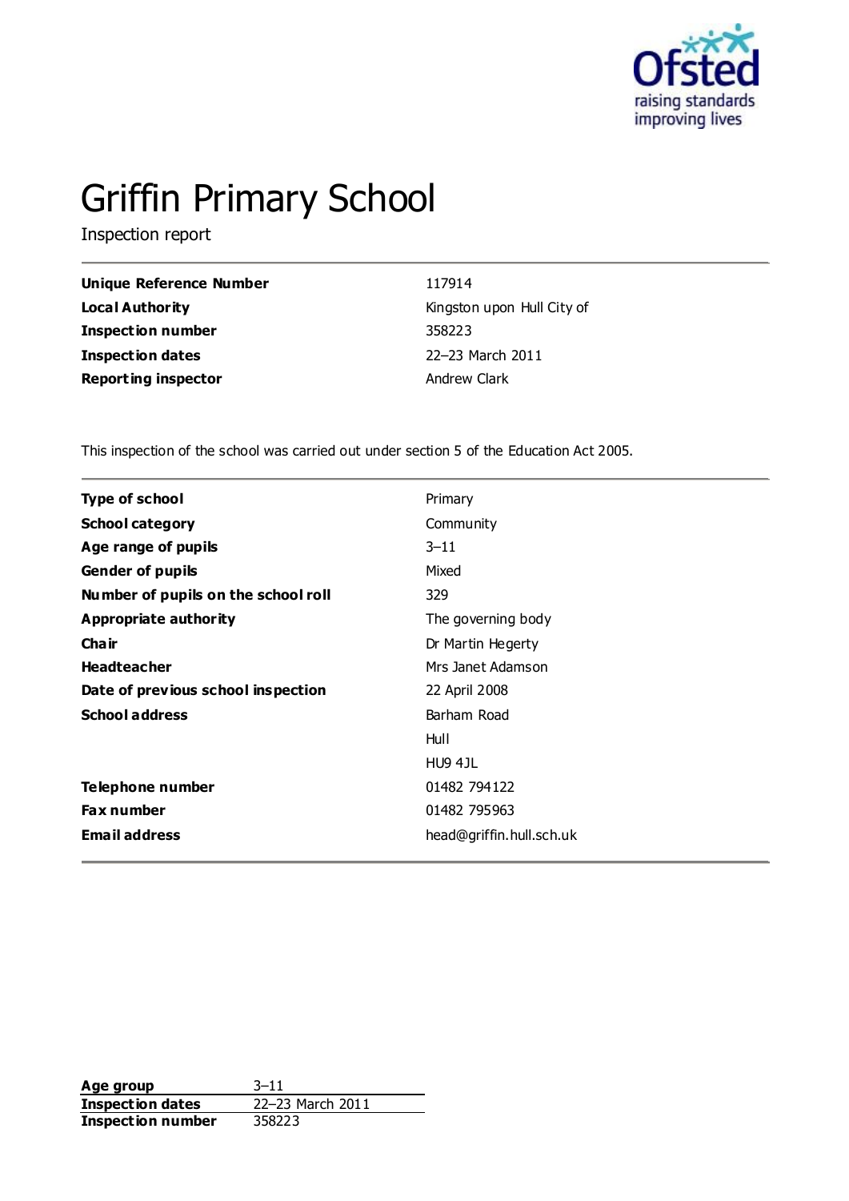# Griffin Primary School

Inspection report

| | |
|---|---|
| **Unique Reference Number** | 117914 |
| **Local Authority** | Kingston upon Hull City of |
| **Inspection number** | 358223 |
| **Inspection dates** | 22–23 March 2011 |
| **Reporting inspector** | Andrew Clark |

This inspection of the school was carried out under section 5 of the Education Act 2005.

| | |
|---|---|
| **Type of school** | Primary |
| **School category** | Community |
| **Age range of pupils** | 3–11 |
| **Gender of pupils** | Mixed |
| **Number of pupils on the school roll** | 329 |
| **Appropriate authority** | The governing body |
| **Chair** | Dr Martin Hegerty |
| **Headteacher** | Mrs Janet Adamson |
| **Date of previous school inspection** | 22 April 2008 |
| **School address** | Barham Road<br>Hull<br>HU9 4JL |
| **Telephone number** | 01482 794122 |
| **Fax number** | 01482 795963 |
| **Email address** | head@griffin.hull.sch.uk |

| | |
|---|---|
| **Age group** | 3–11 |
| **Inspection dates** | 22–23 March 2011 |
| **Inspection number** | 358223 |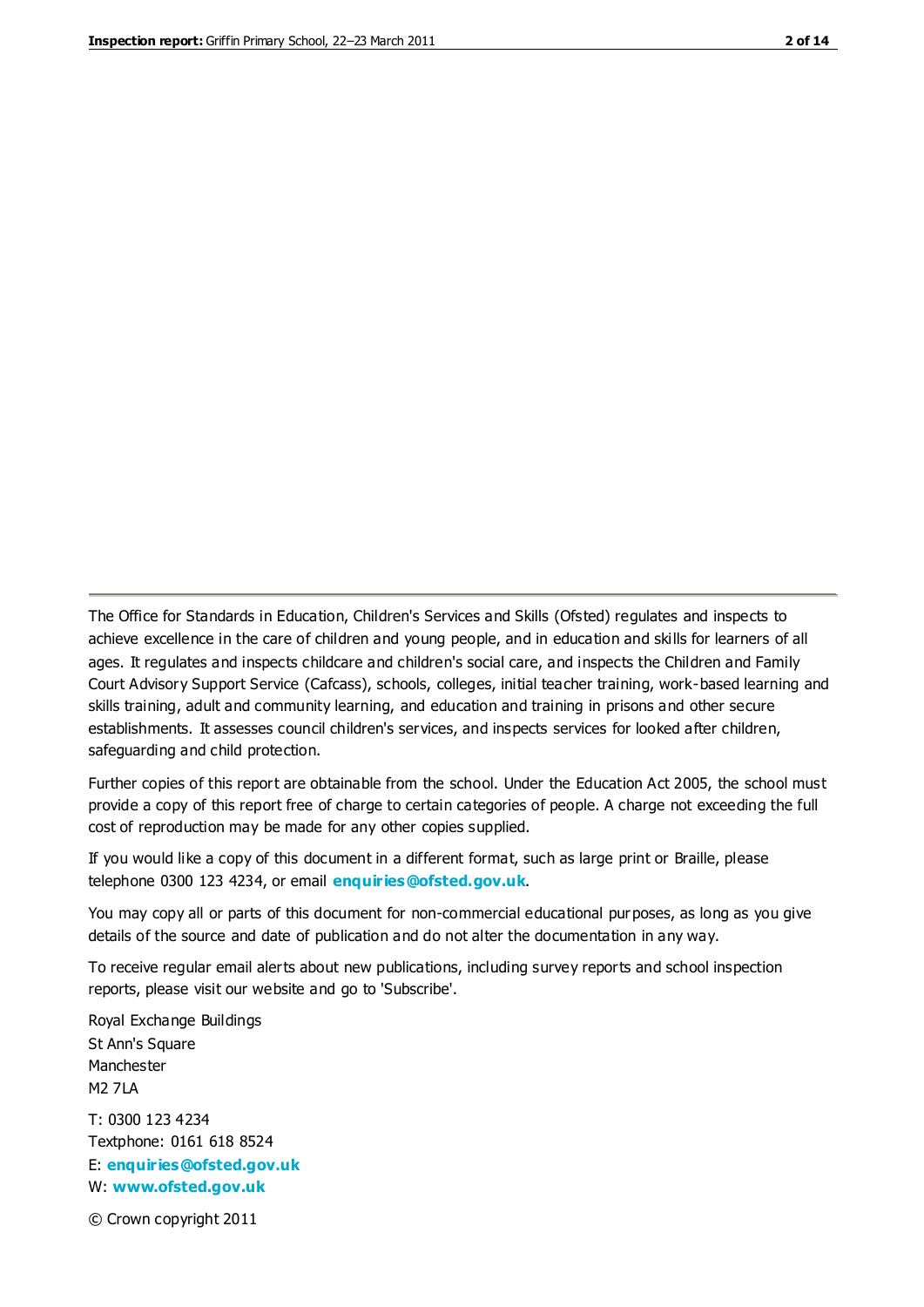The Office for Standards in Education, Children's Services and Skills (Ofsted) regulates and inspects to achieve excellence in the care of children and young people, and in education and skills for learners of all ages. It regulates and inspects childcare and children's social care, and inspects the Children and Family Court Advisory Support Service (Cafcass), schools, colleges, initial teacher training, work-based learning and skills training, adult and community learning, and education and training in prisons and other secure establishments. It assesses council children's services, and inspects services for looked after children, safeguarding and child protection.

Further copies of this report are obtainable from the school. Under the Education Act 2005, the school must provide a copy of this report free of charge to certain categories of people. A charge not exceeding the full cost of reproduction may be made for any other copies supplied.

If you would like a copy of this document in a different format, such as large print or Braille, please telephone 0300 123 4234, or email **enquiries@ofsted.gov.uk**.

You may copy all or parts of this document for non-commercial educational purposes, as long as you give details of the source and date of publication and do not alter the documentation in any way.

To receive regular email alerts about new publications, including survey reports and school inspection reports, please visit our website and go to 'Subscribe'.

Royal Exchange Buildings
St Ann's Square
Manchester
M2 7LA

T: 0300 123 4234
Textphone: 0161 618 8524
E: **enquiries@ofsted.gov.uk**
W: **www.ofsted.gov.uk**

© Crown copyright 2011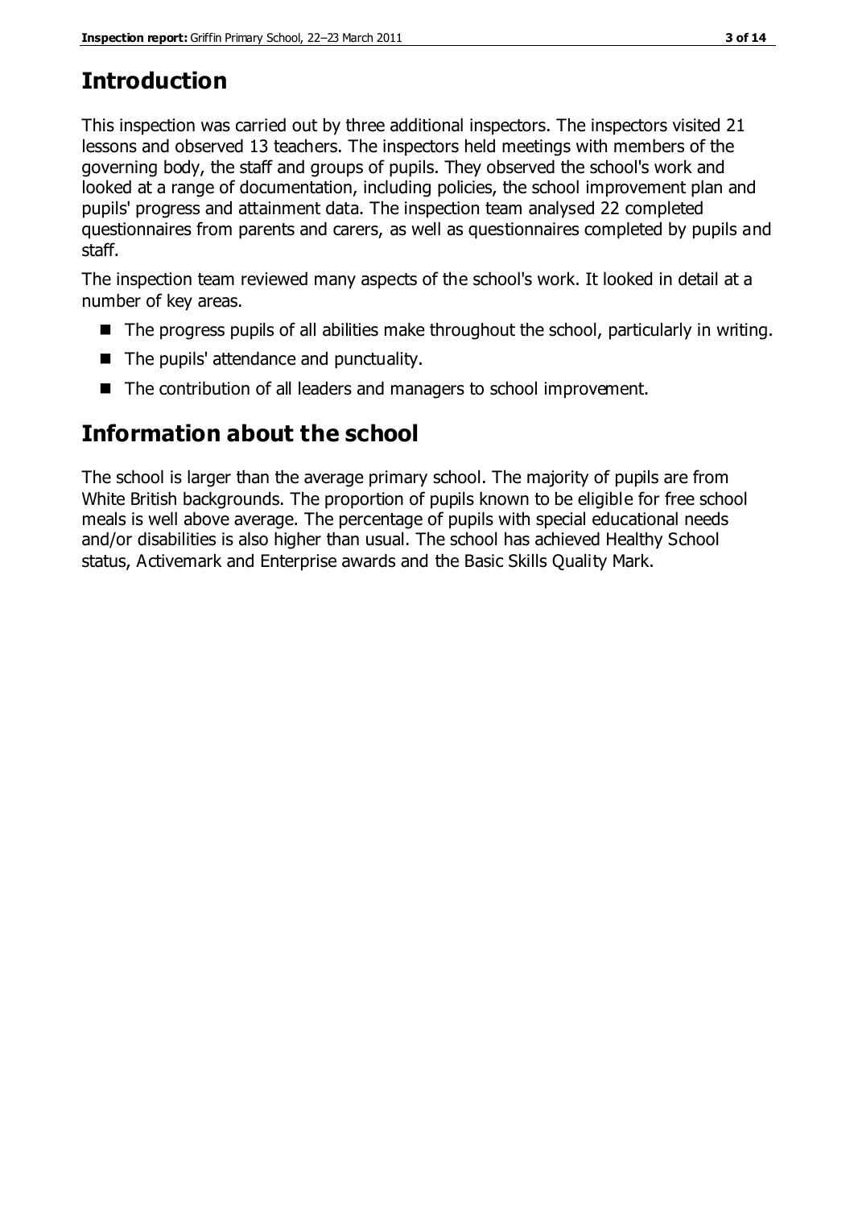## Introduction

This inspection was carried out by three additional inspectors. The inspectors visited 21 lessons and observed 13 teachers. The inspectors held meetings with members of the governing body, the staff and groups of pupils. They observed the school's work and looked at a range of documentation, including policies, the school improvement plan and pupils' progress and attainment data. The inspection team analysed 22 completed questionnaires from parents and carers, as well as questionnaires completed by pupils and staff.

The inspection team reviewed many aspects of the school's work. It looked in detail at a number of key areas.

- The progress pupils of all abilities make throughout the school, particularly in writing.
- The pupils' attendance and punctuality.
- The contribution of all leaders and managers to school improvement.

## Information about the school

The school is larger than the average primary school. The majority of pupils are from White British backgrounds. The proportion of pupils known to be eligible for free school meals is well above average. The percentage of pupils with special educational needs and/or disabilities is also higher than usual. The school has achieved Healthy School status, Activemark and Enterprise awards and the Basic Skills Quality Mark.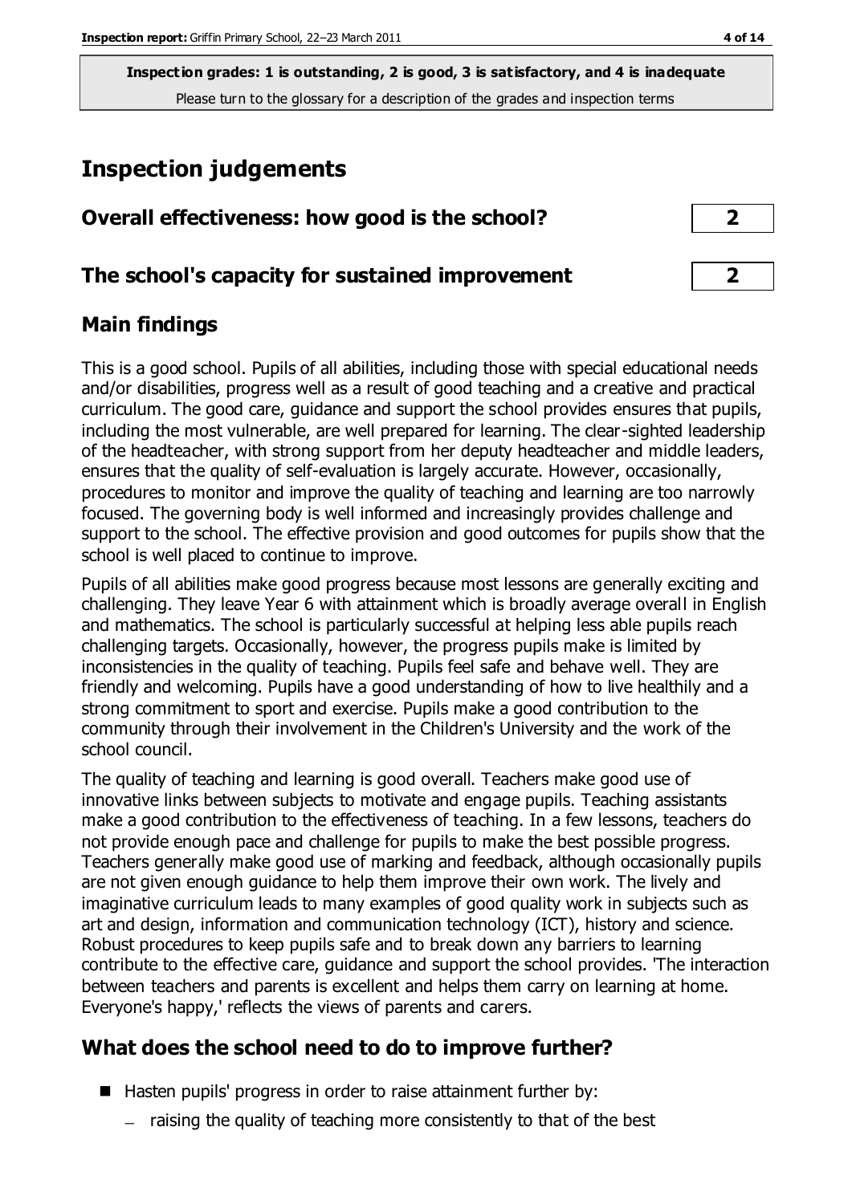**Inspection grades: 1 is outstanding, 2 is good, 3 is satisfactory, and 4 is inadequate**
Please turn to the glossary for a description of the grades and inspection terms

# Inspection judgements

| Overall effectiveness: how good is the school? | 2 |
| --- | --- |
| **The school's capacity for sustained improvement** | **2** |

## Main findings

This is a good school. Pupils of all abilities, including those with special educational needs and/or disabilities, progress well as a result of good teaching and a creative and practical curriculum. The good care, guidance and support the school provides ensures that pupils, including the most vulnerable, are well prepared for learning. The clear-sighted leadership of the headteacher, with strong support from her deputy headteacher and middle leaders, ensures that the quality of self-evaluation is largely accurate. However, occasionally, procedures to monitor and improve the quality of teaching and learning are too narrowly focused. The governing body is well informed and increasingly provides challenge and support to the school. The effective provision and good outcomes for pupils show that the school is well placed to continue to improve.

Pupils of all abilities make good progress because most lessons are generally exciting and challenging. They leave Year 6 with attainment which is broadly average overall in English and mathematics. The school is particularly successful at helping less able pupils reach challenging targets. Occasionally, however, the progress pupils make is limited by inconsistencies in the quality of teaching. Pupils feel safe and behave well. They are friendly and welcoming. Pupils have a good understanding of how to live healthily and a strong commitment to sport and exercise. Pupils make a good contribution to the community through their involvement in the Children's University and the work of the school council.

The quality of teaching and learning is good overall. Teachers make good use of innovative links between subjects to motivate and engage pupils. Teaching assistants make a good contribution to the effectiveness of teaching. In a few lessons, teachers do not provide enough pace and challenge for pupils to make the best possible progress. Teachers generally make good use of marking and feedback, although occasionally pupils are not given enough guidance to help them improve their own work. The lively and imaginative curriculum leads to many examples of good quality work in subjects such as art and design, information and communication technology (ICT), history and science. Robust procedures to keep pupils safe and to break down any barriers to learning contribute to the effective care, guidance and support the school provides. 'The interaction between teachers and parents is excellent and helps them carry on learning at home. Everyone's happy,' reflects the views of parents and carers.

## What does the school need to do to improve further?

- Hasten pupils' progress in order to raise attainment further by:
  - raising the quality of teaching more consistently to that of the best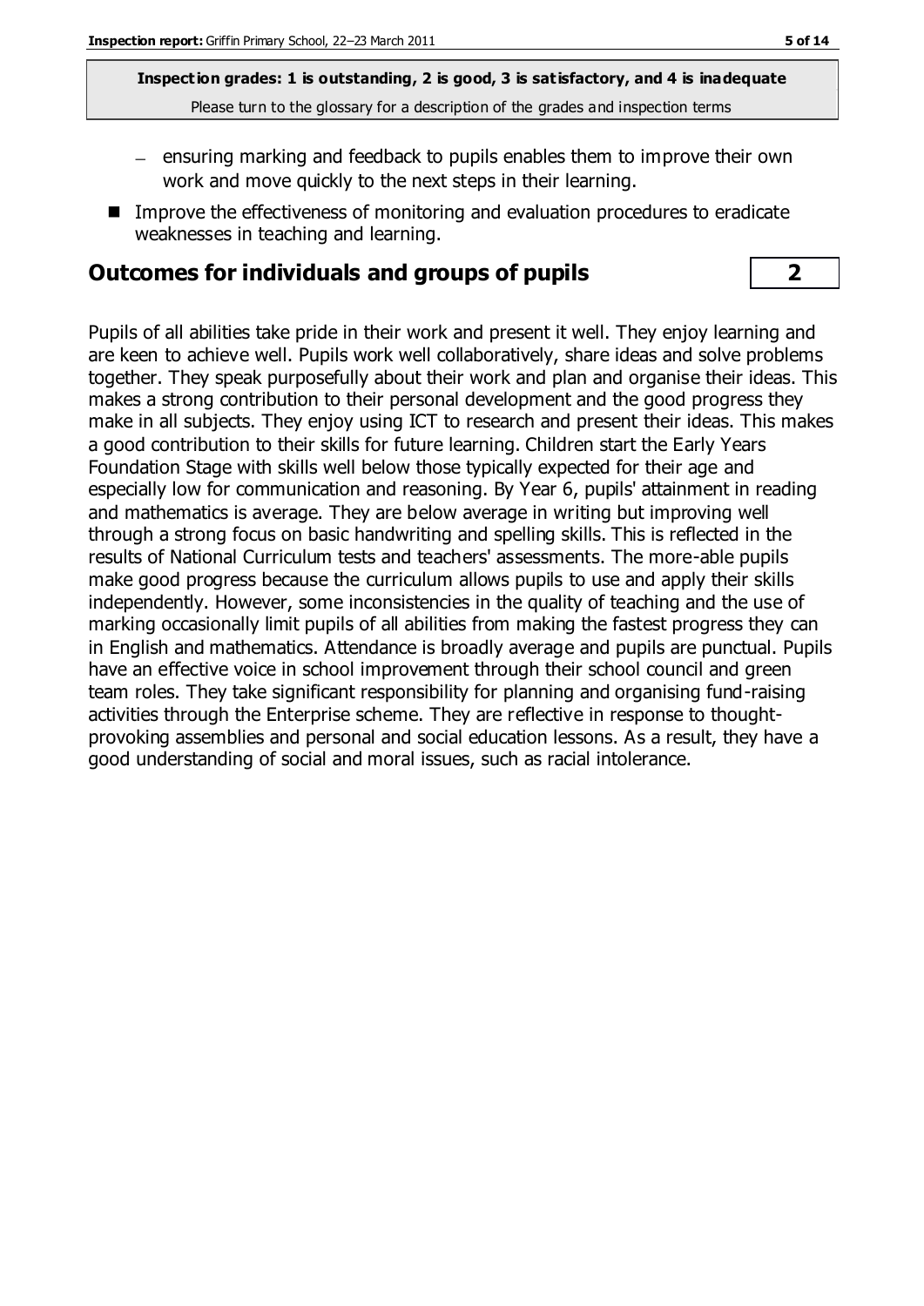- ensuring marking and feedback to pupils enables them to improve their own work and move quickly to the next steps in their learning.

- Improve the effectiveness of monitoring and evaluation procedures to eradicate weaknesses in teaching and learning.

## Outcomes for individuals and groups of pupils — 2

Pupils of all abilities take pride in their work and present it well. They enjoy learning and are keen to achieve well. Pupils work well collaboratively, share ideas and solve problems together. They speak purposefully about their work and plan and organise their ideas. This makes a strong contribution to their personal development and the good progress they make in all subjects. They enjoy using ICT to research and present their ideas. This makes a good contribution to their skills for future learning. Children start the Early Years Foundation Stage with skills well below those typically expected for their age and especially low for communication and reasoning. By Year 6, pupils' attainment in reading and mathematics is average. They are below average in writing but improving well through a strong focus on basic handwriting and spelling skills. This is reflected in the results of National Curriculum tests and teachers' assessments. The more-able pupils make good progress because the curriculum allows pupils to use and apply their skills independently. However, some inconsistencies in the quality of teaching and the use of marking occasionally limit pupils of all abilities from making the fastest progress they can in English and mathematics. Attendance is broadly average and pupils are punctual. Pupils have an effective voice in school improvement through their school council and green team roles. They take significant responsibility for planning and organising fund-raising activities through the Enterprise scheme. They are reflective in response to thought-provoking assemblies and personal and social education lessons. As a result, they have a good understanding of social and moral issues, such as racial intolerance.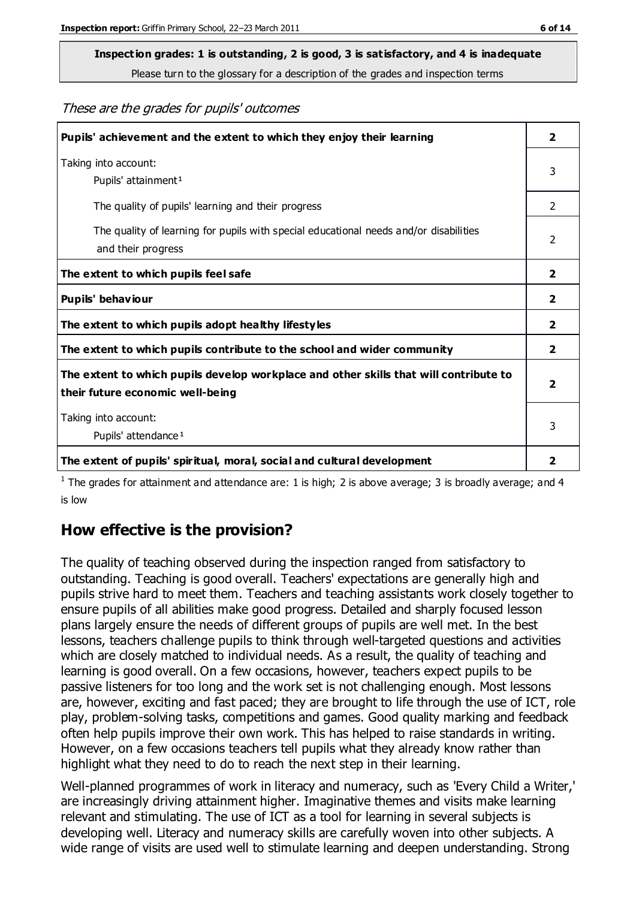**Inspection grades: 1 is outstanding, 2 is good, 3 is satisfactory, and 4 is inadequate**

Please turn to the glossary for a description of the grades and inspection terms

*These are the grades for pupils' outcomes*

| | |
|---|---|
| **Pupils' achievement and the extent to which they enjoy their learning** | **2** |
| Taking into account:<br>Pupils' attainment [1] | 3 |
| The quality of pupils' learning and their progress | 2 |
| The quality of learning for pupils with special educational needs and/or disabilities and their progress | 2 |
| **The extent to which pupils feel safe** | **2** |
| **Pupils' behaviour** | **2** |
| **The extent to which pupils adopt healthy lifestyles** | **2** |
| **The extent to which pupils contribute to the school and wider community** | **2** |
| **The extent to which pupils develop workplace and other skills that will contribute to their future economic well-being** | **2** |
| Taking into account:<br>Pupils' attendance [1] | 3 |
| **The extent of pupils' spiritual, moral, social and cultural development** | **2** |

[1] The grades for attainment and attendance are: 1 is high; 2 is above average; 3 is broadly average; and 4 is low

## How effective is the provision?

The quality of teaching observed during the inspection ranged from satisfactory to outstanding. Teaching is good overall. Teachers' expectations are generally high and pupils strive hard to meet them. Teachers and teaching assistants work closely together to ensure pupils of all abilities make good progress. Detailed and sharply focused lesson plans largely ensure the needs of different groups of pupils are well met. In the best lessons, teachers challenge pupils to think through well-targeted questions and activities which are closely matched to individual needs. As a result, the quality of teaching and learning is good overall. On a few occasions, however, teachers expect pupils to be passive listeners for too long and the work set is not challenging enough. Most lessons are, however, exciting and fast paced; they are brought to life through the use of ICT, role play, problem-solving tasks, competitions and games. Good quality marking and feedback often help pupils improve their own work. This has helped to raise standards in writing. However, on a few occasions teachers tell pupils what they already know rather than highlight what they need to do to reach the next step in their learning.

Well-planned programmes of work in literacy and numeracy, such as 'Every Child a Writer,' are increasingly driving attainment higher. Imaginative themes and visits make learning relevant and stimulating. The use of ICT as a tool for learning in several subjects is developing well. Literacy and numeracy skills are carefully woven into other subjects. A wide range of visits are used well to stimulate learning and deepen understanding. Strong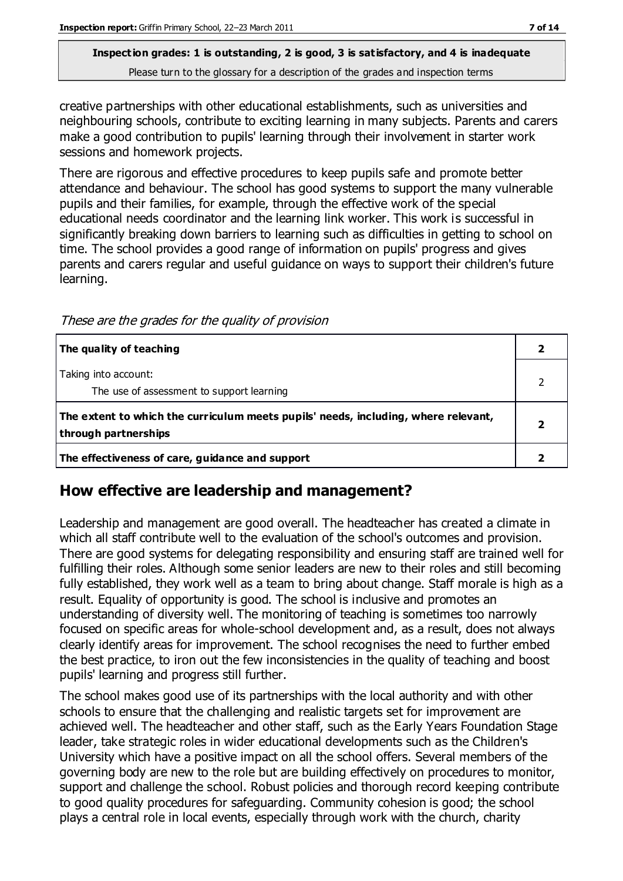creative partnerships with other educational establishments, such as universities and neighbouring schools, contribute to exciting learning in many subjects. Parents and carers make a good contribution to pupils' learning through their involvement in starter work sessions and homework projects.

There are rigorous and effective procedures to keep pupils safe and promote better attendance and behaviour. The school has good systems to support the many vulnerable pupils and their families, for example, through the effective work of the special educational needs coordinator and the learning link worker. This work is successful in significantly breaking down barriers to learning such as difficulties in getting to school on time. The school provides a good range of information on pupils' progress and gives parents and carers regular and useful guidance on ways to support their children's future learning.

*These are the grades for the quality of provision*

| | |
|---|---|
| **The quality of teaching** | **2** |
| Taking into account:<br>The use of assessment to support learning | 2 |
| **The extent to which the curriculum meets pupils' needs, including, where relevant, through partnerships** | **2** |
| **The effectiveness of care, guidance and support** | **2** |

## How effective are leadership and management?

Leadership and management are good overall. The headteacher has created a climate in which all staff contribute well to the evaluation of the school's outcomes and provision. There are good systems for delegating responsibility and ensuring staff are trained well for fulfilling their roles. Although some senior leaders are new to their roles and still becoming fully established, they work well as a team to bring about change. Staff morale is high as a result. Equality of opportunity is good. The school is inclusive and promotes an understanding of diversity well. The monitoring of teaching is sometimes too narrowly focused on specific areas for whole-school development and, as a result, does not always clearly identify areas for improvement. The school recognises the need to further embed the best practice, to iron out the few inconsistencies in the quality of teaching and boost pupils' learning and progress still further.

The school makes good use of its partnerships with the local authority and with other schools to ensure that the challenging and realistic targets set for improvement are achieved well. The headteacher and other staff, such as the Early Years Foundation Stage leader, take strategic roles in wider educational developments such as the Children's University which have a positive impact on all the school offers. Several members of the governing body are new to the role but are building effectively on procedures to monitor, support and challenge the school. Robust policies and thorough record keeping contribute to good quality procedures for safeguarding. Community cohesion is good; the school plays a central role in local events, especially through work with the church, charity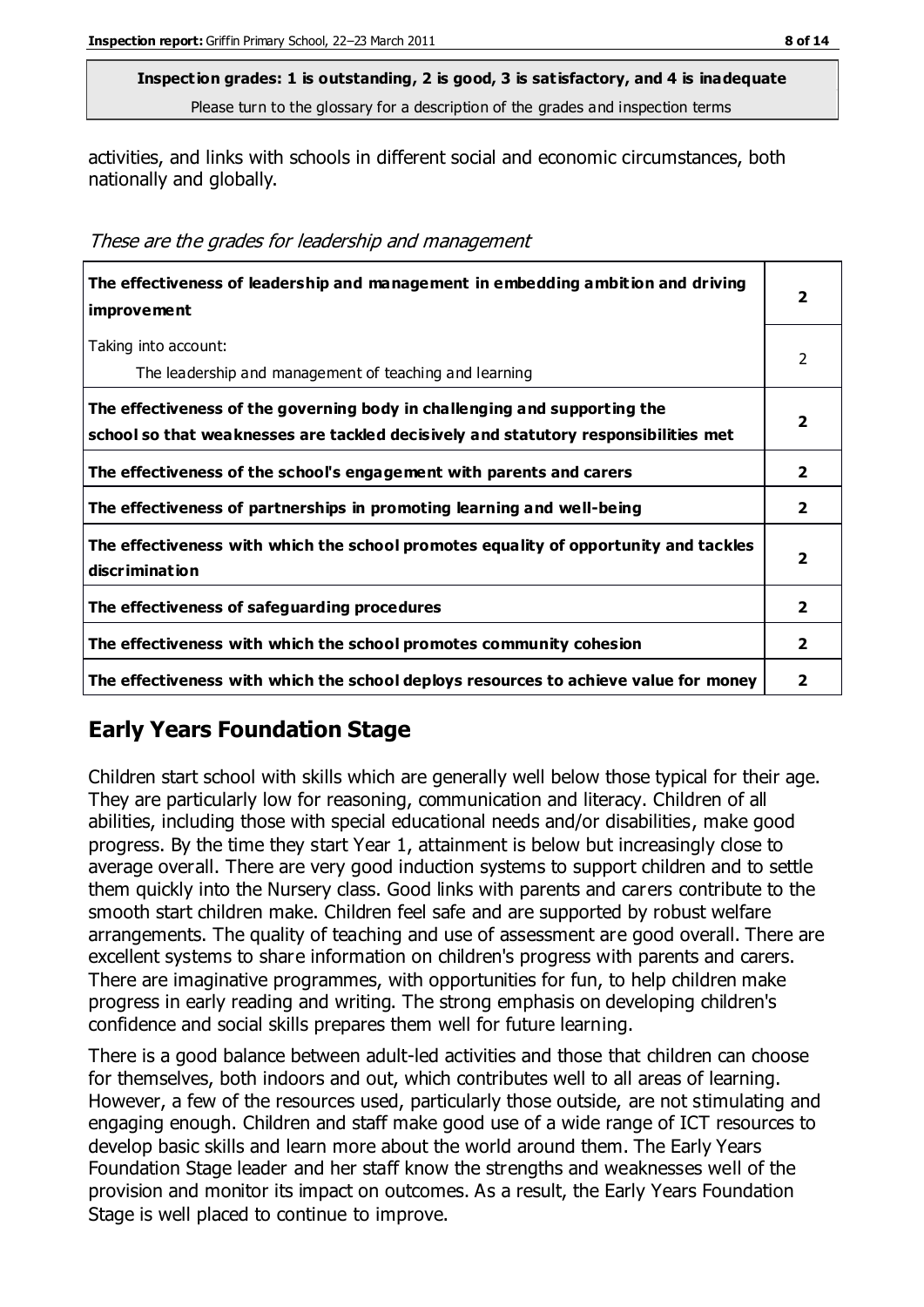**Inspection grades: 1 is outstanding, 2 is good, 3 is satisfactory, and 4 is inadequate**
Please turn to the glossary for a description of the grades and inspection terms

activities, and links with schools in different social and economic circumstances, both nationally and globally.

*These are the grades for leadership and management*

| | |
|---|---|
| **The effectiveness of leadership and management in embedding ambition and driving improvement** | **2** |
| Taking into account: The leadership and management of teaching and learning | 2 |
| **The effectiveness of the governing body in challenging and supporting the school so that weaknesses are tackled decisively and statutory responsibilities met** | **2** |
| **The effectiveness of the school's engagement with parents and carers** | **2** |
| **The effectiveness of partnerships in promoting learning and well-being** | **2** |
| **The effectiveness with which the school promotes equality of opportunity and tackles discrimination** | **2** |
| **The effectiveness of safeguarding procedures** | **2** |
| **The effectiveness with which the school promotes community cohesion** | **2** |
| **The effectiveness with which the school deploys resources to achieve value for money** | **2** |

## Early Years Foundation Stage

Children start school with skills which are generally well below those typical for their age. They are particularly low for reasoning, communication and literacy. Children of all abilities, including those with special educational needs and/or disabilities, make good progress. By the time they start Year 1, attainment is below but increasingly close to average overall. There are very good induction systems to support children and to settle them quickly into the Nursery class. Good links with parents and carers contribute to the smooth start children make. Children feel safe and are supported by robust welfare arrangements. The quality of teaching and use of assessment are good overall. There are excellent systems to share information on children's progress with parents and carers. There are imaginative programmes, with opportunities for fun, to help children make progress in early reading and writing. The strong emphasis on developing children's confidence and social skills prepares them well for future learning.

There is a good balance between adult-led activities and those that children can choose for themselves, both indoors and out, which contributes well to all areas of learning. However, a few of the resources used, particularly those outside, are not stimulating and engaging enough. Children and staff make good use of a wide range of ICT resources to develop basic skills and learn more about the world around them. The Early Years Foundation Stage leader and her staff know the strengths and weaknesses well of the provision and monitor its impact on outcomes. As a result, the Early Years Foundation Stage is well placed to continue to improve.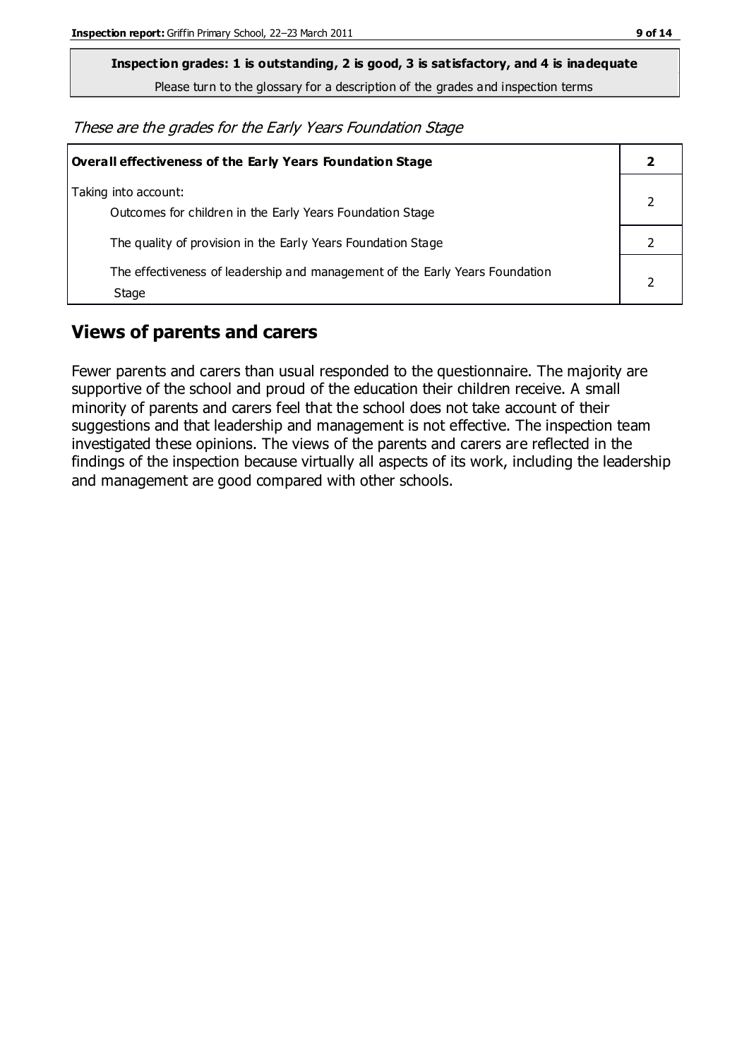**Inspection grades: 1 is outstanding, 2 is good, 3 is satisfactory, and 4 is inadequate**

Please turn to the glossary for a description of the grades and inspection terms

*These are the grades for the Early Years Foundation Stage*

| **Overall effectiveness of the Early Years Foundation Stage** | **2** |
|---|---|
| Taking into account:<br>Outcomes for children in the Early Years Foundation Stage | 2 |
| The quality of provision in the Early Years Foundation Stage | 2 |
| The effectiveness of leadership and management of the Early Years Foundation Stage | 2 |

## Views of parents and carers

Fewer parents and carers than usual responded to the questionnaire. The majority are supportive of the school and proud of the education their children receive. A small minority of parents and carers feel that the school does not take account of their suggestions and that leadership and management is not effective. The inspection team investigated these opinions. The views of the parents and carers are reflected in the findings of the inspection because virtually all aspects of its work, including the leadership and management are good compared with other schools.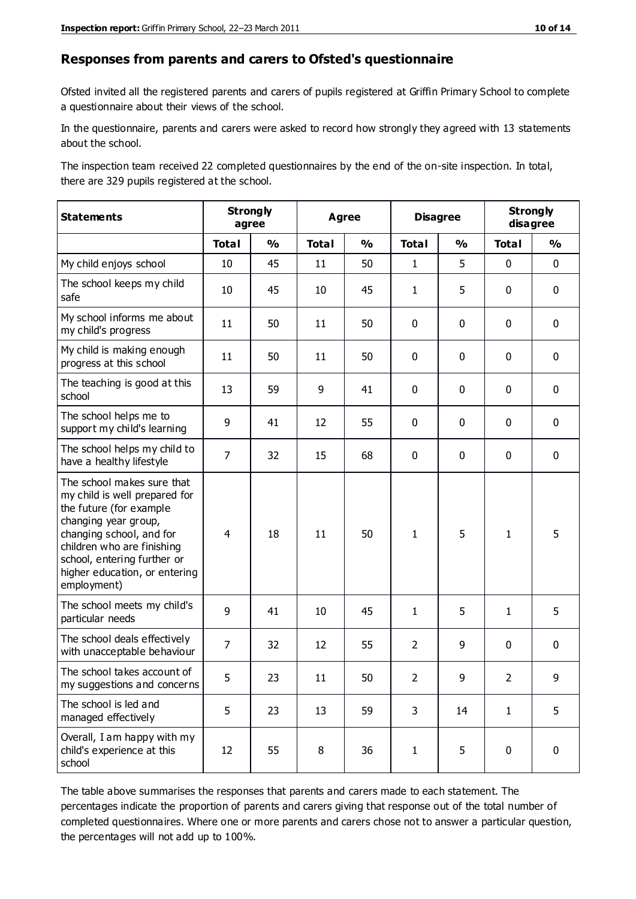## Responses from parents and carers to Ofsted's questionnaire

Ofsted invited all the registered parents and carers of pupils registered at Griffin Primary School to complete a questionnaire about their views of the school.

In the questionnaire, parents and carers were asked to record how strongly they agreed with 13 statements about the school.

The inspection team received 22 completed questionnaires by the end of the on-site inspection. In total, there are 329 pupils registered at the school.

| Statements | Strongly agree | | Agree | | Disagree | | Strongly disagree | |
|---|---|---|---|---|---|---|---|---|
| | Total | % | Total | % | Total | % | Total | % |
| My child enjoys school | 10 | 45 | 11 | 50 | 1 | 5 | 0 | 0 |
| The school keeps my child safe | 10 | 45 | 10 | 45 | 1 | 5 | 0 | 0 |
| My school informs me about my child's progress | 11 | 50 | 11 | 50 | 0 | 0 | 0 | 0 |
| My child is making enough progress at this school | 11 | 50 | 11 | 50 | 0 | 0 | 0 | 0 |
| The teaching is good at this school | 13 | 59 | 9 | 41 | 0 | 0 | 0 | 0 |
| The school helps me to support my child's learning | 9 | 41 | 12 | 55 | 0 | 0 | 0 | 0 |
| The school helps my child to have a healthy lifestyle | 7 | 32 | 15 | 68 | 0 | 0 | 0 | 0 |
| The school makes sure that my child is well prepared for the future (for example changing year group, changing school, and for children who are finishing school, entering further or higher education, or entering employment) | 4 | 18 | 11 | 50 | 1 | 5 | 1 | 5 |
| The school meets my child's particular needs | 9 | 41 | 10 | 45 | 1 | 5 | 1 | 5 |
| The school deals effectively with unacceptable behaviour | 7 | 32 | 12 | 55 | 2 | 9 | 0 | 0 |
| The school takes account of my suggestions and concerns | 5 | 23 | 11 | 50 | 2 | 9 | 2 | 9 |
| The school is led and managed effectively | 5 | 23 | 13 | 59 | 3 | 14 | 1 | 5 |
| Overall, I am happy with my child's experience at this school | 12 | 55 | 8 | 36 | 1 | 5 | 0 | 0 |

The table above summarises the responses that parents and carers made to each statement. The percentages indicate the proportion of parents and carers giving that response out of the total number of completed questionnaires. Where one or more parents and carers chose not to answer a particular question, the percentages will not add up to 100%.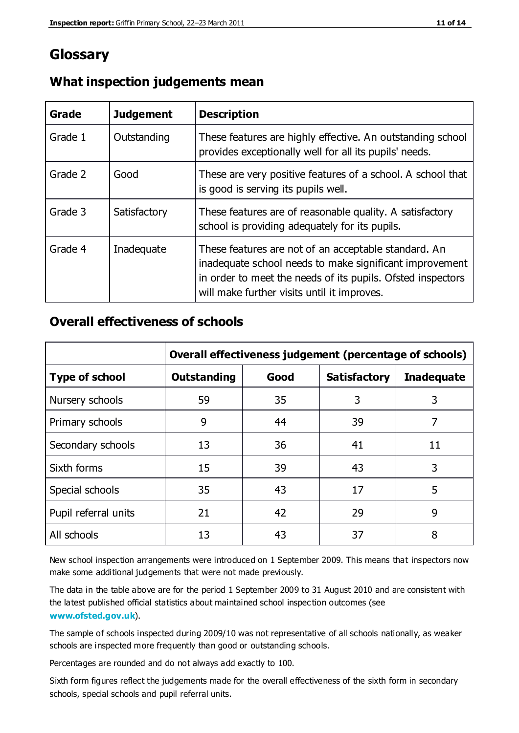# Glossary

## What inspection judgements mean

| Grade | Judgement | Description |
|---|---|---|
| Grade 1 | Outstanding | These features are highly effective. An outstanding school provides exceptionally well for all its pupils' needs. |
| Grade 2 | Good | These are very positive features of a school. A school that is good is serving its pupils well. |
| Grade 3 | Satisfactory | These features are of reasonable quality. A satisfactory school is providing adequately for its pupils. |
| Grade 4 | Inadequate | These features are not of an acceptable standard. An inadequate school needs to make significant improvement in order to meet the needs of its pupils. Ofsted inspectors will make further visits until it improves. |

## Overall effectiveness of schools

| | Overall effectiveness judgement (percentage of schools) | | | |
|---|---|---|---|---|
| **Type of school** | **Outstanding** | **Good** | **Satisfactory** | **Inadequate** |
| Nursery schools | 59 | 35 | 3 | 3 |
| Primary schools | 9 | 44 | 39 | 7 |
| Secondary schools | 13 | 36 | 41 | 11 |
| Sixth forms | 15 | 39 | 43 | 3 |
| Special schools | 35 | 43 | 17 | 5 |
| Pupil referral units | 21 | 42 | 29 | 9 |
| All schools | 13 | 43 | 37 | 8 |

New school inspection arrangements were introduced on 1 September 2009. This means that inspectors now make some additional judgements that were not made previously.

The data in the table above are for the period 1 September 2009 to 31 August 2010 and are consistent with the latest published official statistics about maintained school inspection outcomes (see **www.ofsted.gov.uk**).

The sample of schools inspected during 2009/10 was not representative of all schools nationally, as weaker schools are inspected more frequently than good or outstanding schools.

Percentages are rounded and do not always add exactly to 100.

Sixth form figures reflect the judgements made for the overall effectiveness of the sixth form in secondary schools, special schools and pupil referral units.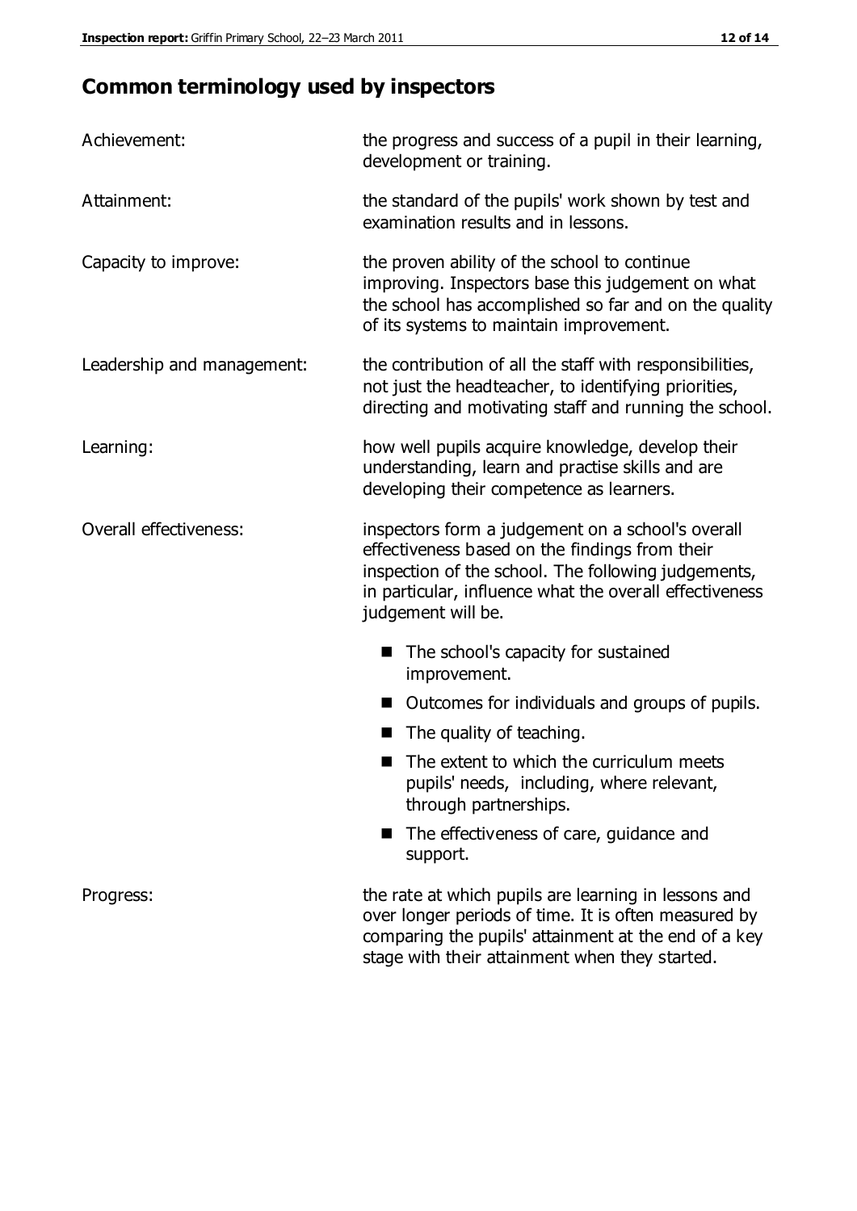## Common terminology used by inspectors

| | |
|---|---|
| Achievement: | the progress and success of a pupil in their learning, development or training. |
| Attainment: | the standard of the pupils' work shown by test and examination results and in lessons. |
| Capacity to improve: | the proven ability of the school to continue improving. Inspectors base this judgement on what the school has accomplished so far and on the quality of its systems to maintain improvement. |
| Leadership and management: | the contribution of all the staff with responsibilities, not just the headteacher, to identifying priorities, directing and motivating staff and running the school. |
| Learning: | how well pupils acquire knowledge, develop their understanding, learn and practise skills and are developing their competence as learners. |
| Overall effectiveness: | inspectors form a judgement on a school's overall effectiveness based on the findings from their inspection of the school. The following judgements, in particular, influence what the overall effectiveness judgement will be. |

- The school's capacity for sustained improvement.
- Outcomes for individuals and groups of pupils.
- The quality of teaching.
- The extent to which the curriculum meets pupils' needs, including, where relevant, through partnerships.
- The effectiveness of care, guidance and support.

| | |
|---|---|
| Progress: | the rate at which pupils are learning in lessons and over longer periods of time. It is often measured by comparing the pupils' attainment at the end of a key stage with their attainment when they started. |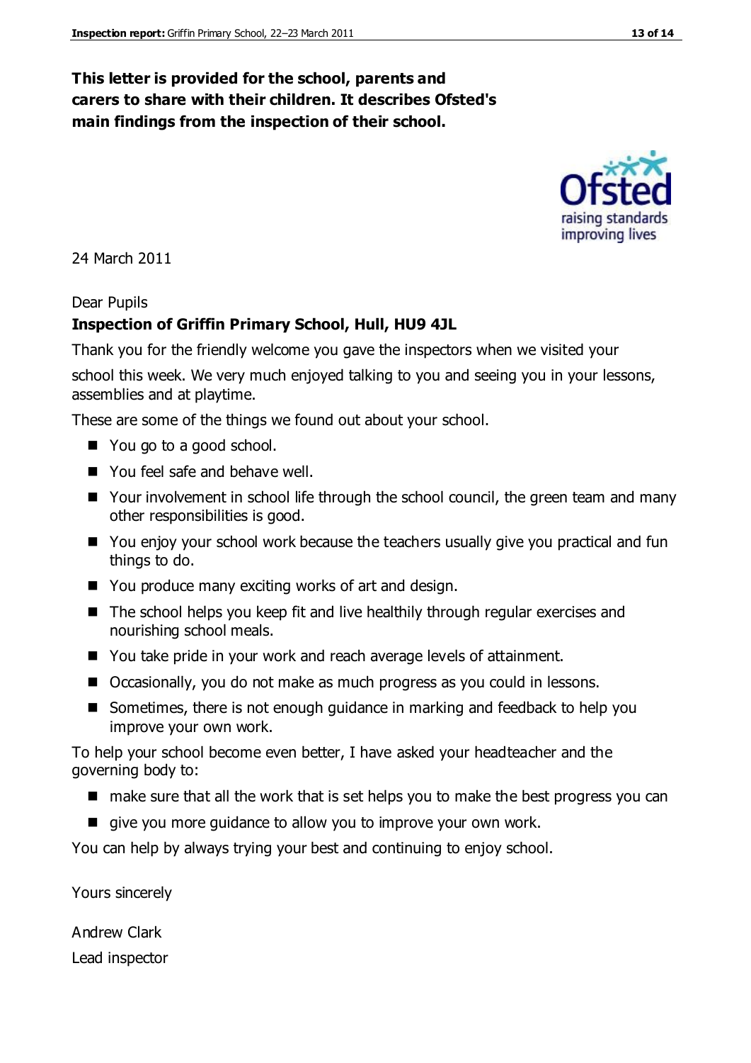**This letter is provided for the school, parents and carers to share with their children. It describes Ofsted's main findings from the inspection of their school.**

24 March 2011

Dear Pupils

**Inspection of Griffin Primary School, Hull, HU9 4JL**

Thank you for the friendly welcome you gave the inspectors when we visited your school this week. We very much enjoyed talking to you and seeing you in your lessons, assemblies and at playtime.

These are some of the things we found out about your school.

- You go to a good school.
- You feel safe and behave well.
- Your involvement in school life through the school council, the green team and many other responsibilities is good.
- You enjoy your school work because the teachers usually give you practical and fun things to do.
- You produce many exciting works of art and design.
- The school helps you keep fit and live healthily through regular exercises and nourishing school meals.
- You take pride in your work and reach average levels of attainment.
- Occasionally, you do not make as much progress as you could in lessons.
- Sometimes, there is not enough guidance in marking and feedback to help you improve your own work.

To help your school become even better, I have asked your headteacher and the governing body to:

- make sure that all the work that is set helps you to make the best progress you can
- give you more guidance to allow you to improve your own work.

You can help by always trying your best and continuing to enjoy school.

Yours sincerely

Andrew Clark

Lead inspector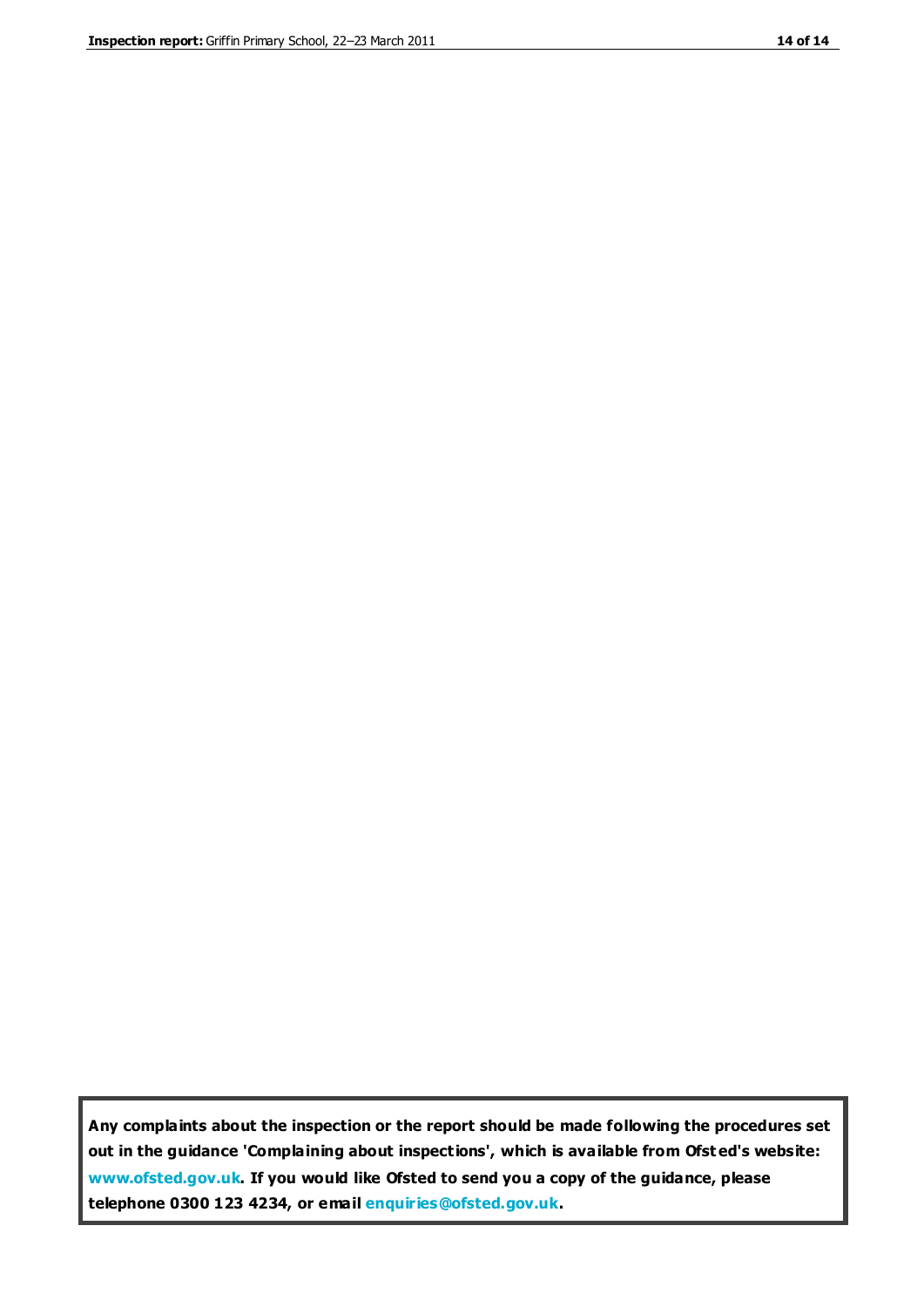**Any complaints about the inspection or the report should be made following the procedures set out in the guidance 'Complaining about inspections', which is available from Ofsted's website: www.ofsted.gov.uk. If you would like Ofsted to send you a copy of the guidance, please telephone 0300 123 4234, or email enquiries@ofsted.gov.uk.**